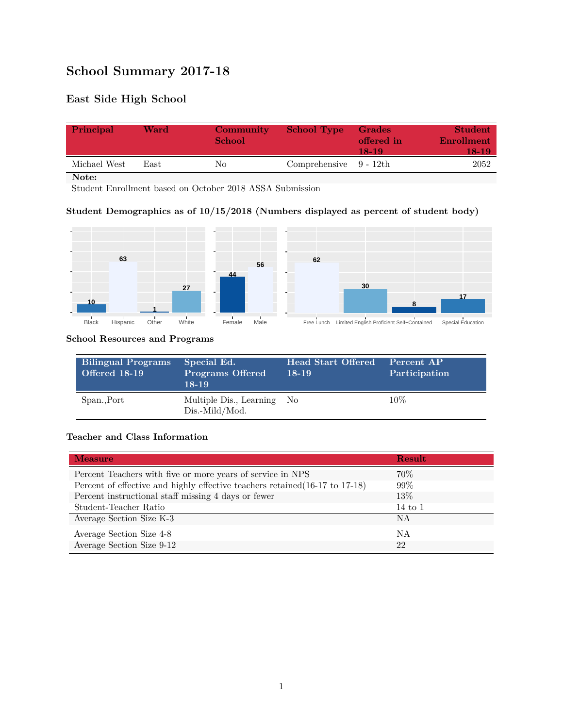# School Summary 2017-18

## East Side High School

| Principal | Ward | Community School | School Type | Grades offered in 18-19 | Student Enrollment 18-19 |
|---|---|---|---|---|---|
| Michael West | East | No | Comprehensive | 9 - 12th | 2052 |

**Note:**
Student Enrollment based on October 2018 ASSA Submission

### Student Demographics as of 10/15/2018 (Numbers displayed as percent of student body)

| Black | Hispanic | Other | White |
|---|---|---|---|
| 10 | 63 | 1 | 27 |

| Female | Male |
|---|---|
| 44 | 56 |

| Free Lunch | Limited English Proficient | Self-Contained | Special Education |
|---|---|---|---|
| 62 | 30 | 8 | 17 |

### School Resources and Programs

| Bilingual Programs Offered 18-19 | Special Ed. Programs Offered 18-19 | Head Start Offered 18-19 | Percent AP Participation |
|---|---|---|---|
| Span.,Port | Multiple Dis., Learning Dis.-Mild/Mod. | No | 10% |

### Teacher and Class Information

| Measure | Result |
|---|---|
| Percent Teachers with five or more years of service in NPS | 70% |
| Percent of effective and highly effective teachers retained(16-17 to 17-18) | 99% |
| Percent instructional staff missing 4 days or fewer | 13% |
| Student-Teacher Ratio | 14 to 1 |
| Average Section Size K-3 | NA |
| Average Section Size 4-8 | NA |
| Average Section Size 9-12 | 22 |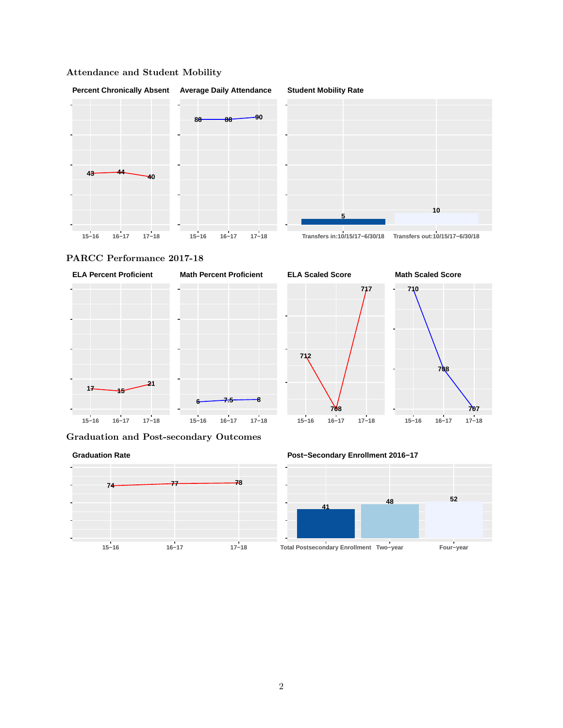## Attendance and Student Mobility

**Percent Chronically Absent**

43
44
40
15−16
16−17
17−18

**Average Daily Attendance**

88
88
90
15−16
16−17
17−18

**Student Mobility Rate**

5
10
Transfers in:10/15/17−6/30/18
Transfers out:10/15/17−6/30/18

## PARCC Performance 2017-18

**ELA Percent Proficient**

17
15
21
15−16
16−17
17−18

**Math Percent Proficient**

6
7.5
8
15−16
16−17
17−18

**ELA Scaled Score**

712
708
717
15−16
16−17
17−18

**Math Scaled Score**

710
708
707
15−16
16−17
17−18

## Graduation and Post-secondary Outcomes

**Graduation Rate**

74
77
78
15−16
16−17
17−18

**Post−Secondary Enrollment 2016−17**

41
48
52
Total Postsecondary Enrollment
Two−year
Four−year